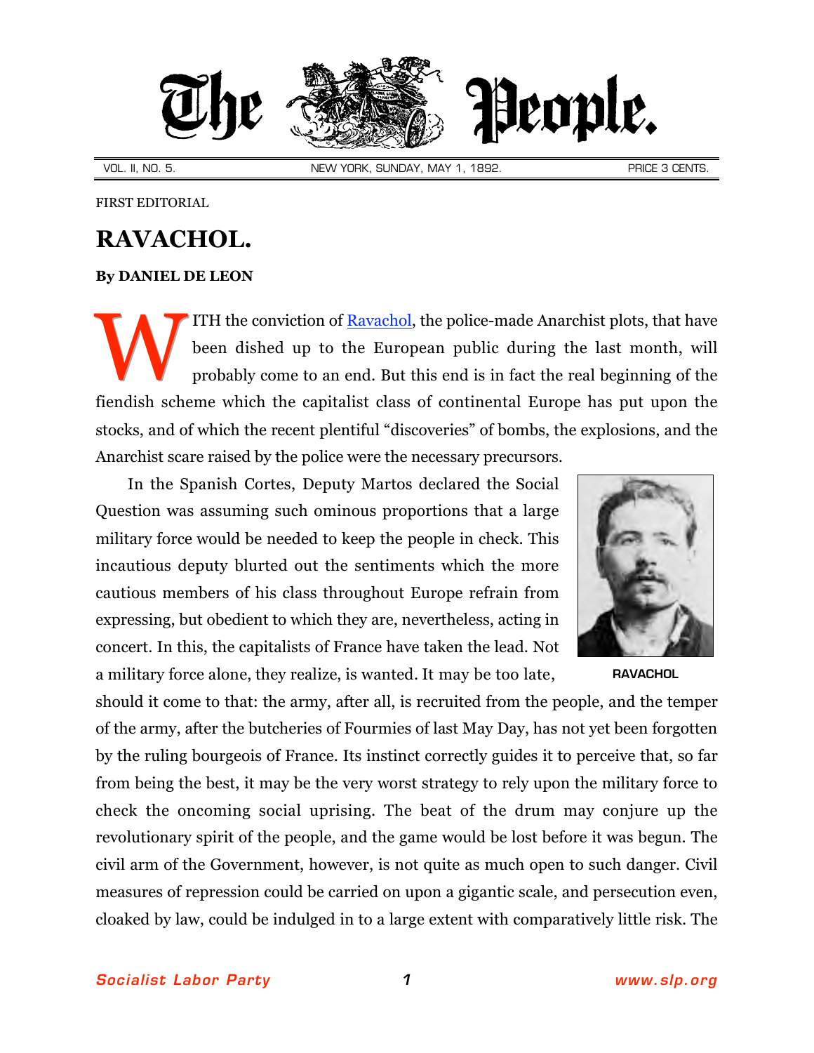**The People.**

VOL. II, NO. 5. NEW YORK, SUNDAY, MAY 1, 1892. PRICE 3 CENTS.

FIRST EDITORIAL

# RAVACHOL.

**By DANIEL DE LEON**

WITH the conviction of Ravachol, the police-made Anarchist plots, that have been dished up to the European public during the last month, will probably come to an end. But this end is in fact the real beginning of the fiendish scheme which the capitalist class of continental Europe has put upon the stocks, and of which the recent plentiful "discoveries" of bombs, the explosions, and the Anarchist scare raised by the police were the necessary precursors.

In the Spanish Cortes, Deputy Martos declared the Social Question was assuming such ominous proportions that a large military force would be needed to keep the people in check. This incautious deputy blurted out the sentiments which the more cautious members of his class throughout Europe refrain from expressing, but obedient to which they are, nevertheless, acting in concert. In this, the capitalists of France have taken the lead. Not a military force alone, they realize, is wanted. It may be too late, should it come to that: the army, after all, is recruited from the people, and the temper of the army, after the butcheries of Fourmies of last May Day, has not yet been forgotten by the ruling bourgeois of France. Its instinct correctly guides it to perceive that, so far from being the best, it may be the very worst strategy to rely upon the military force to check the oncoming social uprising. The beat of the drum may conjure up the revolutionary spirit of the people, and the game would be lost before it was begun. The civil arm of the Government, however, is not quite as much open to such danger. Civil measures of repression could be carried on upon a gigantic scale, and persecution even, cloaked by law, could be indulged in to a large extent with comparatively little risk. The

RAVACHOL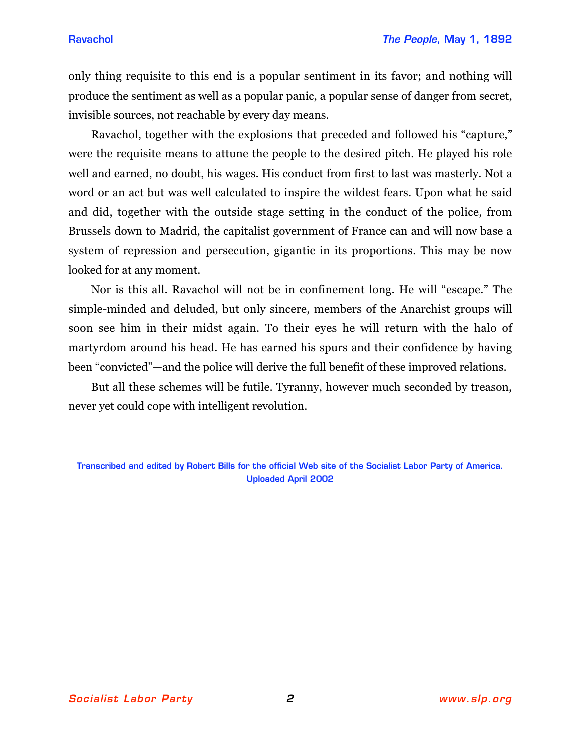only thing requisite to this end is a popular sentiment in its favor; and nothing will produce the sentiment as well as a popular panic, a popular sense of danger from secret, invisible sources, not reachable by every day means.

Ravachol, together with the explosions that preceded and followed his "capture," were the requisite means to attune the people to the desired pitch. He played his role well and earned, no doubt, his wages. His conduct from first to last was masterly. Not a word or an act but was well calculated to inspire the wildest fears. Upon what he said and did, together with the outside stage setting in the conduct of the police, from Brussels down to Madrid, the capitalist government of France can and will now base a system of repression and persecution, gigantic in its proportions. This may be now looked for at any moment.

Nor is this all. Ravachol will not be in confinement long. He will "escape." The simple-minded and deluded, but only sincere, members of the Anarchist groups will soon see him in their midst again. To their eyes he will return with the halo of martyrdom around his head. He has earned his spurs and their confidence by having been "convicted"—and the police will derive the full benefit of these improved relations.

But all these schemes will be futile. Tyranny, however much seconded by treason, never yet could cope with intelligent revolution.

Transcribed and edited by Robert Bills for the official Web site of the Socialist Labor Party of America.
Uploaded April 2002